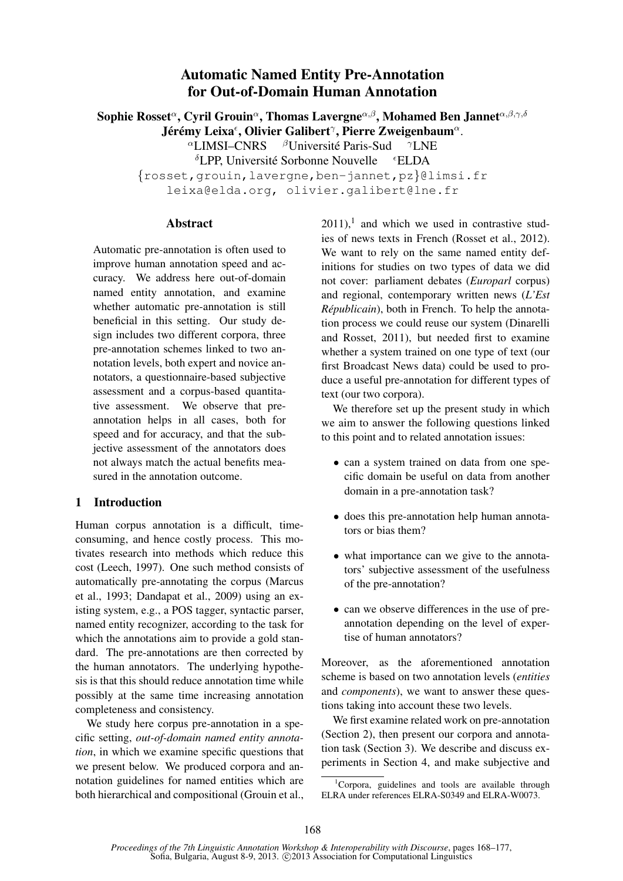# Automatic Named Entity Pre-Annotation for Out-of-Domain Human Annotation

**Sophie Rosset**[α], **Cyril Grouin**[α], **Thomas Lavergne**[α,β], **Mohamed Ben Jannet**[α,β,γ,δ]
**Jérémy Leixa**[ϵ], **Olivier Galibert**[γ], **Pierre Zweigenbaum**[α].

[α]LIMSI–CNRS [β]Université Paris-Sud [γ]LNE
[δ]LPP, Université Sorbonne Nouvelle [ϵ]ELDA

{rosset,grouin,lavergne,ben-jannet,pz}@limsi.fr
leixa@elda.org, olivier.galibert@lne.fr

## Abstract

Automatic pre-annotation is often used to improve human annotation speed and accuracy. We address here out-of-domain named entity annotation, and examine whether automatic pre-annotation is still beneficial in this setting. Our study design includes two different corpora, three pre-annotation schemes linked to two annotation levels, both expert and novice annotators, a questionnaire-based subjective assessment and a corpus-based quantitative assessment. We observe that pre-annotation helps in all cases, both for speed and for accuracy, and that the subjective assessment of the annotators does not always match the actual benefits measured in the annotation outcome.

## 1 Introduction

Human corpus annotation is a difficult, time-consuming, and hence costly process. This motivates research into methods which reduce this cost (Leech, 1997). One such method consists of automatically pre-annotating the corpus (Marcus et al., 1993; Dandapat et al., 2009) using an existing system, e.g., a POS tagger, syntactic parser, named entity recognizer, according to the task for which the annotations aim to provide a gold standard. The pre-annotations are then corrected by the human annotators. The underlying hypothesis is that this should reduce annotation time while possibly at the same time increasing annotation completeness and consistency.

We study here corpus pre-annotation in a specific setting, *out-of-domain named entity annotation*, in which we examine specific questions that we present below. We produced corpora and annotation guidelines for named entities which are both hierarchical and compositional (Grouin et al., 2011),[1] and which we used in contrastive studies of news texts in French (Rosset et al., 2012). We want to rely on the same named entity definitions for studies on two types of data we did not cover: parliament debates (*Europarl* corpus) and regional, contemporary written news (*L'Est Républicain*), both in French. To help the annotation process we could reuse our system (Dinarelli and Rosset, 2011), but needed first to examine whether a system trained on one type of text (our first Broadcast News data) could be used to produce a useful pre-annotation for different types of text (our two corpora).

We therefore set up the present study in which we aim to answer the following questions linked to this point and to related annotation issues:

- can a system trained on data from one specific domain be useful on data from another domain in a pre-annotation task?
- does this pre-annotation help human annotators or bias them?
- what importance can we give to the annotators' subjective assessment of the usefulness of the pre-annotation?
- can we observe differences in the use of pre-annotation depending on the level of expertise of human annotators?

Moreover, as the aforementioned annotation scheme is based on two annotation levels (*entities* and *components*), we want to answer these questions taking into account these two levels.

We first examine related work on pre-annotation (Section 2), then present our corpora and annotation task (Section 3). We describe and discuss experiments in Section 4, and make subjective and

[1] Corpora, guidelines and tools are available through ELRA under references ELRA-S0349 and ELRA-W0073.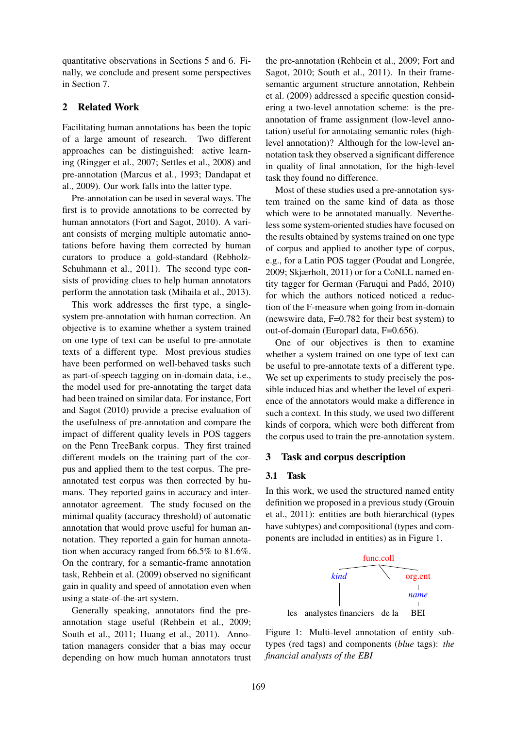quantitative observations in Sections 5 and 6. Finally, we conclude and present some perspectives in Section 7.

## 2 Related Work

Facilitating human annotations has been the topic of a large amount of research. Two different approaches can be distinguished: active learning (Ringger et al., 2007; Settles et al., 2008) and pre-annotation (Marcus et al., 1993; Dandapat et al., 2009). Our work falls into the latter type.

Pre-annotation can be used in several ways. The first is to provide annotations to be corrected by human annotators (Fort and Sagot, 2010). A variant consists of merging multiple automatic annotations before having them corrected by human curators to produce a gold-standard (Rebholz-Schuhmann et al., 2011). The second type consists of providing clues to help human annotators perform the annotation task (Mihaila et al., 2013).

This work addresses the first type, a single-system pre-annotation with human correction. An objective is to examine whether a system trained on one type of text can be useful to pre-annotate texts of a different type. Most previous studies have been performed on well-behaved tasks such as part-of-speech tagging on in-domain data, i.e., the model used for pre-annotating the target data had been trained on similar data. For instance, Fort and Sagot (2010) provide a precise evaluation of the usefulness of pre-annotation and compare the impact of different quality levels in POS taggers on the Penn TreeBank corpus. They first trained different models on the training part of the corpus and applied them to the test corpus. The pre-annotated test corpus was then corrected by humans. They reported gains in accuracy and inter-annotator agreement. The study focused on the minimal quality (accuracy threshold) of automatic annotation that would prove useful for human annotation. They reported a gain for human annotation when accuracy ranged from 66.5% to 81.6%. On the contrary, for a semantic-frame annotation task, Rehbein et al. (2009) observed no significant gain in quality and speed of annotation even when using a state-of-the-art system.

Generally speaking, annotators find the pre-annotation stage useful (Rehbein et al., 2009; South et al., 2011; Huang et al., 2011). Annotation managers consider that a bias may occur depending on how much human annotators trust the pre-annotation (Rehbein et al., 2009; Fort and Sagot, 2010; South et al., 2011). In their frame-semantic argument structure annotation, Rehbein et al. (2009) addressed a specific question considering a two-level annotation scheme: is the pre-annotation of frame assignment (low-level annotation) useful for annotating semantic roles (high-level annotation)? Although for the low-level annotation task they observed a significant difference in quality of final annotation, for the high-level task they found no difference.

Most of these studies used a pre-annotation system trained on the same kind of data as those which were to be annotated manually. Nevertheless some system-oriented studies have focused on the results obtained by systems trained on one type of corpus and applied to another type of corpus, e.g., for a Latin POS tagger (Poudat and Longrée, 2009; Skjærholt, 2011) or for a CoNLL named entity tagger for German (Faruqui and Padó, 2010) for which the authors noticed noticed a reduction of the F-measure when going from in-domain (newswire data, F=0.782 for their best system) to out-of-domain (Europarl data, F=0.656).

One of our objectives is then to examine whether a system trained on one type of text can be useful to pre-annotate texts of a different type. We set up experiments to study precisely the possible induced bias and whether the level of experience of the annotators would make a difference in such a context. In this study, we used two different kinds of corpora, which were both different from the corpus used to train the pre-annotation system.

## 3 Task and corpus description

### 3.1 Task

In this work, we used the structured named entity definition we proposed in a previous study (Grouin et al., 2011): entities are both hierarchical (types have subtypes) and compositional (types and components are included in entities) as in Figure 1.

Figure 1: Multi-level annotation of entity subtypes (red tags) and components (*blue* tags): *the financial analysts of the EBI*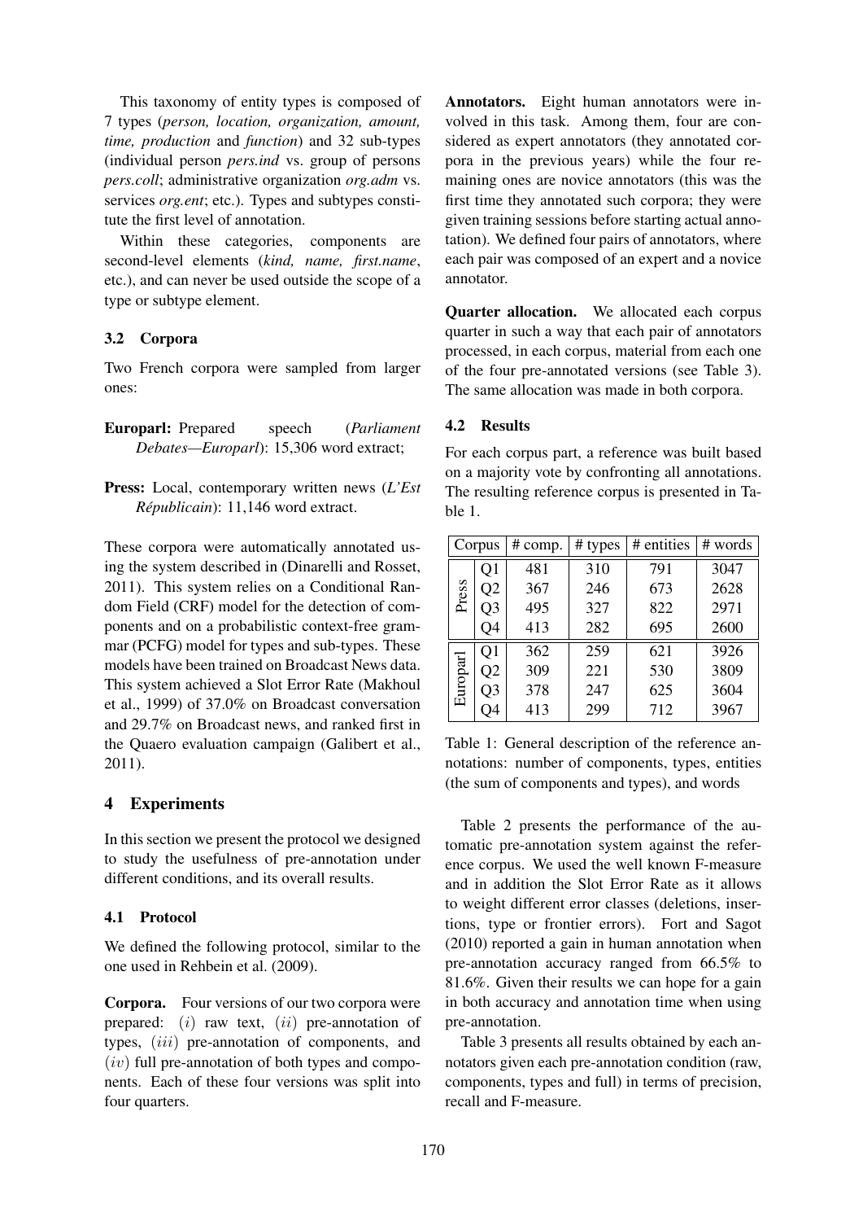This taxonomy of entity types is composed of 7 types (*person, location, organization, amount, time, production* and *function*) and 32 sub-types (individual person *pers.ind* vs. group of persons *pers.coll*; administrative organization *org.adm* vs. services *org.ent*; etc.). Types and subtypes constitute the first level of annotation.

Within these categories, components are second-level elements (*kind, name, first.name*, etc.), and can never be used outside the scope of a type or subtype element.

### 3.2 Corpora

Two French corpora were sampled from larger ones:

**Europarl:** Prepared speech (*Parliament Debates—Europarl*): 15,306 word extract;

**Press:** Local, contemporary written news (*L'Est Républicain*): 11,146 word extract.

These corpora were automatically annotated using the system described in (Dinarelli and Rosset, 2011). This system relies on a Conditional Random Field (CRF) model for the detection of components and on a probabilistic context-free grammar (PCFG) model for types and sub-types. These models have been trained on Broadcast News data. This system achieved a Slot Error Rate (Makhoul et al., 1999) of 37.0% on Broadcast conversation and 29.7% on Broadcast news, and ranked first in the Quaero evaluation campaign (Galibert et al., 2011).

## 4 Experiments

In this section we present the protocol we designed to study the usefulness of pre-annotation under different conditions, and its overall results.

### 4.1 Protocol

We defined the following protocol, similar to the one used in Rehbein et al. (2009).

**Corpora.** Four versions of our two corpora were prepared: $(i)$ raw text, $(ii)$ pre-annotation of types, $(iii)$ pre-annotation of components, and $(iv)$ full pre-annotation of both types and components. Each of these four versions was split into four quarters.

**Annotators.** Eight human annotators were involved in this task. Among them, four are considered as expert annotators (they annotated corpora in the previous years) while the four remaining ones are novice annotators (this was the first time they annotated such corpora; they were given training sessions before starting actual annotation). We defined four pairs of annotators, where each pair was composed of an expert and a novice annotator.

**Quarter allocation.** We allocated each corpus quarter in such a way that each pair of annotators processed, in each corpus, material from each one of the four pre-annotated versions (see Table 3). The same allocation was made in both corpora.

### 4.2 Results

For each corpus part, a reference was built based on a majority vote by confronting all annotations. The resulting reference corpus is presented in Table 1.

| Corpus | | # comp. | # types | # entities | # words |
|---|---|---|---|---|---|
| Press | Q1 | 481 | 310 | 791 | 3047 |
| | Q2 | 367 | 246 | 673 | 2628 |
| | Q3 | 495 | 327 | 822 | 2971 |
| | Q4 | 413 | 282 | 695 | 2600 |
| Europarl | Q1 | 362 | 259 | 621 | 3926 |
| | Q2 | 309 | 221 | 530 | 3809 |
| | Q3 | 378 | 247 | 625 | 3604 |
| | Q4 | 413 | 299 | 712 | 3967 |

Table 1: General description of the reference annotations: number of components, types, entities (the sum of components and types), and words

Table 2 presents the performance of the automatic pre-annotation system against the reference corpus. We used the well known F-measure and in addition the Slot Error Rate as it allows to weight different error classes (deletions, insertions, type or frontier errors). Fort and Sagot (2010) reported a gain in human annotation when pre-annotation accuracy ranged from 66.5% to 81.6%. Given their results we can hope for a gain in both accuracy and annotation time when using pre-annotation.

Table 3 presents all results obtained by each annotators given each pre-annotation condition (raw, components, types and full) in terms of precision, recall and F-measure.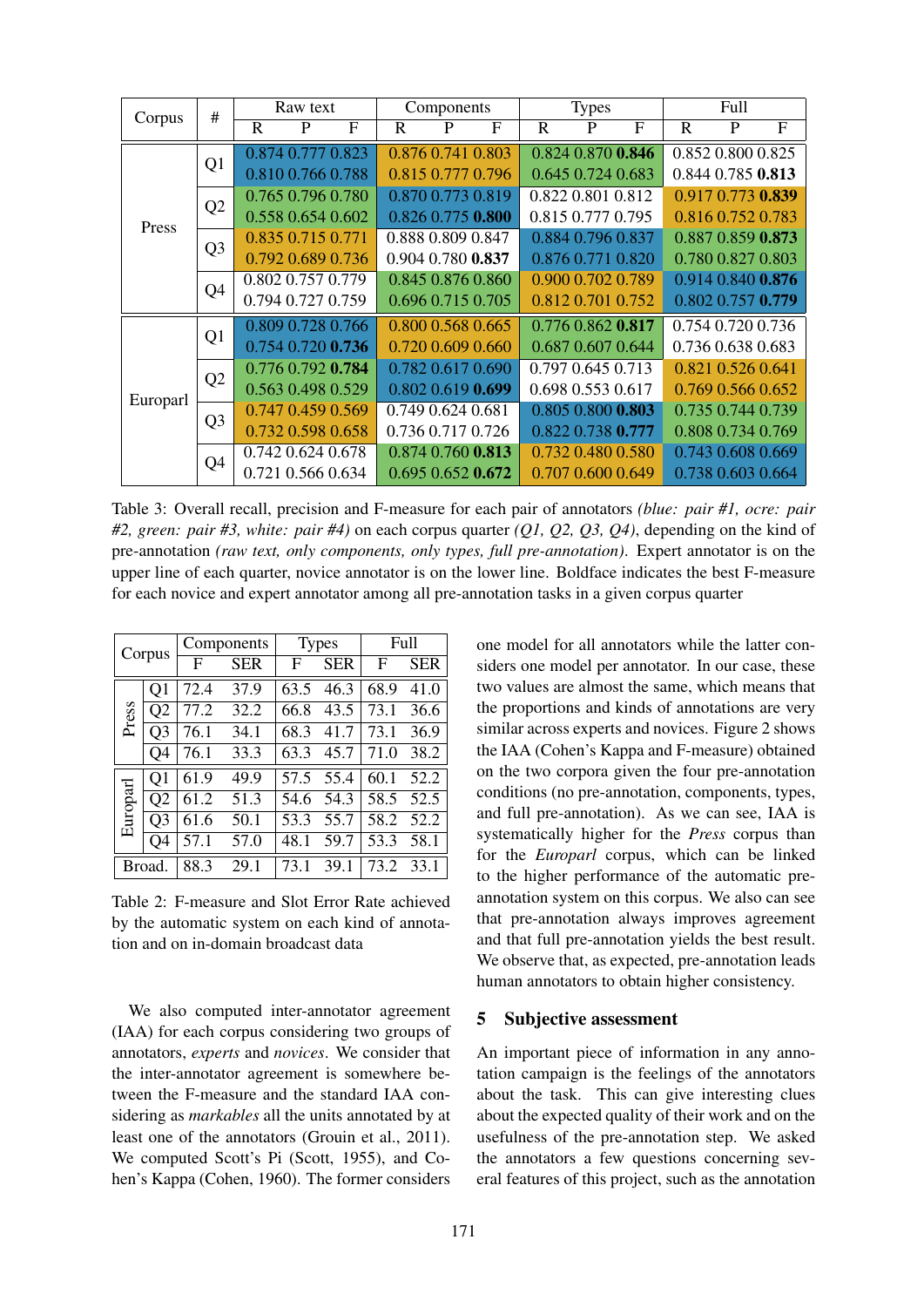| Corpus | # | Raw text | | | Components | | | Types | | | Full | | |
|---|---|---|---|---|---|---|---|---|---|---|---|---|---|
| | | R | P | F | R | P | F | R | P | F | R | P | F |
| Press | Q1 | 0.874 | 0.777 | 0.823 | 0.876 | 0.741 | 0.803 | 0.824 | 0.870 | **0.846** | 0.852 | 0.800 | 0.825 |
| | | 0.810 | 0.766 | 0.788 | 0.815 | 0.777 | 0.796 | 0.645 | 0.724 | 0.683 | 0.844 | 0.785 | **0.813** |
| | Q2 | 0.765 | 0.796 | 0.780 | 0.870 | 0.773 | 0.819 | 0.822 | 0.801 | 0.812 | 0.917 | 0.773 | **0.839** |
| | | 0.558 | 0.654 | 0.602 | 0.826 | 0.775 | **0.800** | 0.815 | 0.777 | 0.795 | 0.816 | 0.752 | 0.783 |
| | Q3 | 0.835 | 0.715 | 0.771 | 0.888 | 0.809 | 0.847 | 0.884 | 0.796 | 0.837 | 0.887 | 0.859 | **0.873** |
| | | 0.792 | 0.689 | 0.736 | 0.904 | 0.780 | **0.837** | 0.876 | 0.771 | 0.820 | 0.780 | 0.827 | 0.803 |
| | Q4 | 0.802 | 0.757 | 0.779 | 0.845 | 0.876 | 0.860 | 0.900 | 0.702 | 0.789 | 0.914 | 0.840 | **0.876** |
| | | 0.794 | 0.727 | 0.759 | 0.696 | 0.715 | 0.705 | 0.812 | 0.701 | 0.752 | 0.802 | 0.757 | **0.779** |
| Europarl | Q1 | 0.809 | 0.728 | 0.766 | 0.800 | 0.568 | 0.665 | 0.776 | 0.862 | **0.817** | 0.754 | 0.720 | 0.736 |
| | | 0.754 | 0.720 | **0.736** | 0.720 | 0.609 | 0.660 | 0.687 | 0.607 | 0.644 | 0.736 | 0.638 | 0.683 |
| | Q2 | 0.776 | 0.792 | **0.784** | 0.782 | 0.617 | 0.690 | 0.797 | 0.645 | 0.713 | 0.821 | 0.526 | 0.641 |
| | | 0.563 | 0.498 | 0.529 | 0.802 | 0.619 | **0.699** | 0.698 | 0.553 | 0.617 | 0.769 | 0.566 | 0.652 |
| | Q3 | 0.747 | 0.459 | 0.569 | 0.749 | 0.624 | 0.681 | 0.805 | 0.800 | **0.803** | 0.735 | 0.744 | 0.739 |
| | | 0.732 | 0.598 | 0.658 | 0.736 | 0.717 | 0.726 | 0.822 | 0.738 | **0.777** | 0.808 | 0.734 | 0.769 |
| | Q4 | 0.742 | 0.624 | 0.678 | 0.874 | 0.760 | **0.813** | 0.732 | 0.480 | 0.580 | 0.743 | 0.608 | 0.669 |
| | | 0.721 | 0.566 | 0.634 | 0.695 | 0.652 | **0.672** | 0.707 | 0.600 | 0.649 | 0.738 | 0.603 | 0.664 |

Table 3: Overall recall, precision and F-measure for each pair of annotators *(blue: pair #1, ocre: pair #2, green: pair #3, white: pair #4)* on each corpus quarter *(Q1, Q2, Q3, Q4)*, depending on the kind of pre-annotation *(raw text, only components, only types, full pre-annotation)*. Expert annotator is on the upper line of each quarter, novice annotator is on the lower line. Boldface indicates the best F-measure for each novice and expert annotator among all pre-annotation tasks in a given corpus quarter

| Corpus | | Components | | Types | | Full | |
|---|---|---|---|---|---|---|---|
| | | F | SER | F | SER | F | SER |
| Press | Q1 | 72.4 | 37.9 | 63.5 | 46.3 | 68.9 | 41.0 |
| | Q2 | 77.2 | 32.2 | 66.8 | 43.5 | 73.1 | 36.6 |
| | Q3 | 76.1 | 34.1 | 68.3 | 41.7 | 73.1 | 36.9 |
| | Q4 | 76.1 | 33.3 | 63.3 | 45.7 | 71.0 | 38.2 |
| Europarl | Q1 | 61.9 | 49.9 | 57.5 | 55.4 | 60.1 | 52.2 |
| | Q2 | 61.2 | 51.3 | 54.6 | 54.3 | 58.5 | 52.5 |
| | Q3 | 61.6 | 50.1 | 53.3 | 55.7 | 58.2 | 52.2 |
| | Q4 | 57.1 | 57.0 | 48.1 | 59.7 | 53.3 | 58.1 |
| Broad. | | 88.3 | 29.1 | 73.1 | 39.1 | 73.2 | 33.1 |

Table 2: F-measure and Slot Error Rate achieved by the automatic system on each kind of annotation and on in-domain broadcast data

We also computed inter-annotator agreement (IAA) for each corpus considering two groups of annotators, *experts* and *novices*. We consider that the inter-annotator agreement is somewhere between the F-measure and the standard IAA considering as *markables* all the units annotated by at least one of the annotators (Grouin et al., 2011). We computed Scott's Pi (Scott, 1955), and Cohen's Kappa (Cohen, 1960). The former considers one model for all annotators while the latter considers one model per annotator. In our case, these two values are almost the same, which means that the proportions and kinds of annotations are very similar across experts and novices. Figure 2 shows the IAA (Cohen's Kappa and F-measure) obtained on the two corpora given the four pre-annotation conditions (no pre-annotation, components, types, and full pre-annotation). As we can see, IAA is systematically higher for the *Press* corpus than for the *Europarl* corpus, which can be linked to the higher performance of the automatic pre-annotation system on this corpus. We also can see that pre-annotation always improves agreement and that full pre-annotation yields the best result. We observe that, as expected, pre-annotation leads human annotators to obtain higher consistency.

## 5 Subjective assessment

An important piece of information in any annotation campaign is the feelings of the annotators about the task. This can give interesting clues about the expected quality of their work and on the usefulness of the pre-annotation step. We asked the annotators a few questions concerning several features of this project, such as the annotation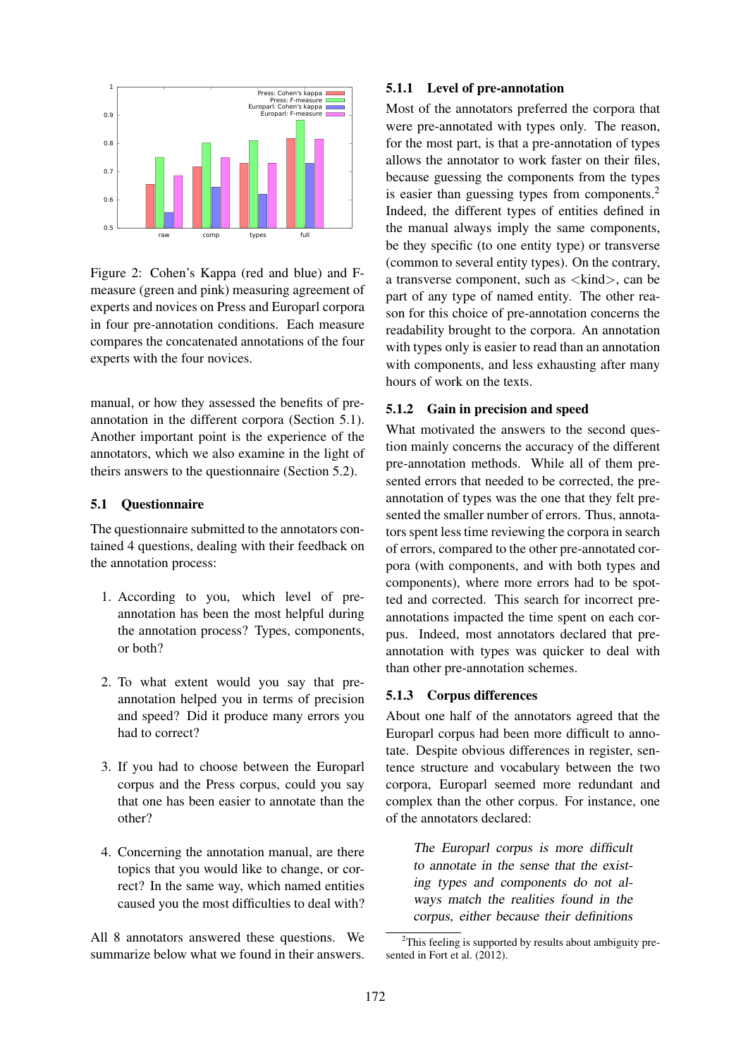Figure 2: Cohen's Kappa (red and blue) and F-measure (green and pink) measuring agreement of experts and novices on Press and Europarl corpora in four pre-annotation conditions. Each measure compares the concatenated annotations of the four experts with the four novices.

manual, or how they assessed the benefits of pre-annotation in the different corpora (Section 5.1). Another important point is the experience of the annotators, which we also examine in the light of theirs answers to the questionnaire (Section 5.2).

### 5.1 Questionnaire

The questionnaire submitted to the annotators contained 4 questions, dealing with their feedback on the annotation process:

1. According to you, which level of pre-annotation has been the most helpful during the annotation process? Types, components, or both?

2. To what extent would you say that pre-annotation helped you in terms of precision and speed? Did it produce many errors you had to correct?

3. If you had to choose between the Europarl corpus and the Press corpus, could you say that one has been easier to annotate than the other?

4. Concerning the annotation manual, are there topics that you would like to change, or correct? In the same way, which named entities caused you the most difficulties to deal with?

All 8 annotators answered these questions. We summarize below what we found in their answers.

#### 5.1.1 Level of pre-annotation

Most of the annotators preferred the corpora that were pre-annotated with types only. The reason, for the most part, is that a pre-annotation of types allows the annotator to work faster on their files, because guessing the components from the types is easier than guessing types from components.[2] Indeed, the different types of entities defined in the manual always imply the same components, be they specific (to one entity type) or transverse (common to several entity types). On the contrary, a transverse component, such as <kind>, can be part of any type of named entity. The other reason for this choice of pre-annotation concerns the readability brought to the corpora. An annotation with types only is easier to read than an annotation with components, and less exhausting after many hours of work on the texts.

#### 5.1.2 Gain in precision and speed

What motivated the answers to the second question mainly concerns the accuracy of the different pre-annotation methods. While all of them presented errors that needed to be corrected, the pre-annotation of types was the one that they felt presented the smaller number of errors. Thus, annotators spent less time reviewing the corpora in search of errors, compared to the other pre-annotated corpora (with components, and with both types and components), where more errors had to be spotted and corrected. This search for incorrect pre-annotations impacted the time spent on each corpus. Indeed, most annotators declared that pre-annotation with types was quicker to deal with than other pre-annotation schemes.

#### 5.1.3 Corpus differences

About one half of the annotators agreed that the Europarl corpus had been more difficult to annotate. Despite obvious differences in register, sentence structure and vocabulary between the two corpora, Europarl seemed more redundant and complex than the other corpus. For instance, one of the annotators declared:

> *The Europarl corpus is more difficult to annotate in the sense that the existing types and components do not always match the realities found in the corpus, either because their definitions*

[2] This feeling is supported by results about ambiguity presented in Fort et al. (2012).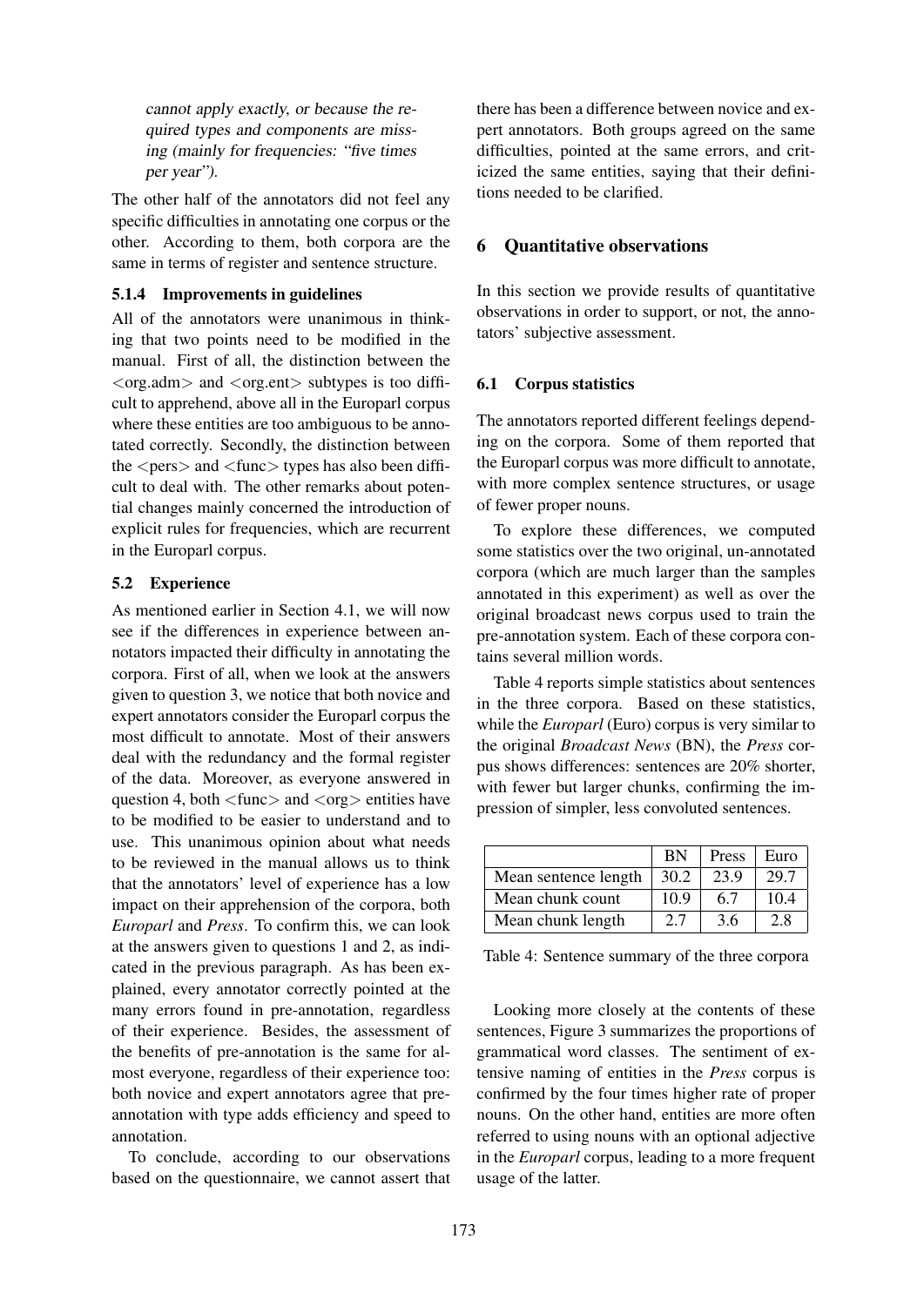cannot apply exactly, or because the required types and components are missing (mainly for frequencies: "five times per year").

The other half of the annotators did not feel any specific difficulties in annotating one corpus or the other. According to them, both corpora are the same in terms of register and sentence structure.

#### 5.1.4 Improvements in guidelines

All of the annotators were unanimous in thinking that two points need to be modified in the manual. First of all, the distinction between the <org.adm> and <org.ent> subtypes is too difficult to apprehend, above all in the Europarl corpus where these entities are too ambiguous to be annotated correctly. Secondly, the distinction between the <pers> and <func> types has also been difficult to deal with. The other remarks about potential changes mainly concerned the introduction of explicit rules for frequencies, which are recurrent in the Europarl corpus.

### 5.2 Experience

As mentioned earlier in Section 4.1, we will now see if the differences in experience between annotators impacted their difficulty in annotating the corpora. First of all, when we look at the answers given to question 3, we notice that both novice and expert annotators consider the Europarl corpus the most difficult to annotate. Most of their answers deal with the redundancy and the formal register of the data. Moreover, as everyone answered in question 4, both <func> and <org> entities have to be modified to be easier to understand and to use. This unanimous opinion about what needs to be reviewed in the manual allows us to think that the annotators' level of experience has a low impact on their apprehension of the corpora, both *Europarl* and *Press*. To confirm this, we can look at the answers given to questions 1 and 2, as indicated in the previous paragraph. As has been explained, every annotator correctly pointed at the many errors found in pre-annotation, regardless of their experience. Besides, the assessment of the benefits of pre-annotation is the same for almost everyone, regardless of their experience too: both novice and expert annotators agree that pre-annotation with type adds efficiency and speed to annotation.

To conclude, according to our observations based on the questionnaire, we cannot assert that there has been a difference between novice and expert annotators. Both groups agreed on the same difficulties, pointed at the same errors, and criticized the same entities, saying that their definitions needed to be clarified.

## 6 Quantitative observations

In this section we provide results of quantitative observations in order to support, or not, the annotators' subjective assessment.

### 6.1 Corpus statistics

The annotators reported different feelings depending on the corpora. Some of them reported that the Europarl corpus was more difficult to annotate, with more complex sentence structures, or usage of fewer proper nouns.

To explore these differences, we computed some statistics over the two original, un-annotated corpora (which are much larger than the samples annotated in this experiment) as well as over the original broadcast news corpus used to train the pre-annotation system. Each of these corpora contains several million words.

Table 4 reports simple statistics about sentences in the three corpora. Based on these statistics, while the *Europarl* (Euro) corpus is very similar to the original *Broadcast News* (BN), the *Press* corpus shows differences: sentences are 20% shorter, with fewer but larger chunks, confirming the impression of simpler, less convoluted sentences.

| | BN | Press | Euro |
|---|---|---|---|
| Mean sentence length | 30.2 | 23.9 | 29.7 |
| Mean chunk count | 10.9 | 6.7 | 10.4 |
| Mean chunk length | 2.7 | 3.6 | 2.8 |

Table 4: Sentence summary of the three corpora

Looking more closely at the contents of these sentences, Figure 3 summarizes the proportions of grammatical word classes. The sentiment of extensive naming of entities in the *Press* corpus is confirmed by the four times higher rate of proper nouns. On the other hand, entities are more often referred to using nouns with an optional adjective in the *Europarl* corpus, leading to a more frequent usage of the latter.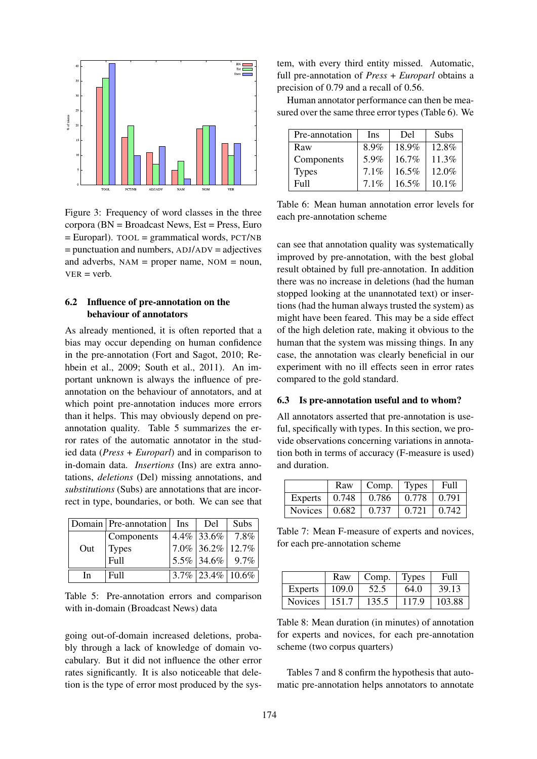Figure 3: Frequency of word classes in the three corpora (BN = Broadcast News, Est = Press, Euro = Europarl). TOOL = grammatical words, PCT/NB = punctuation and numbers, ADJ/ADV = adjectives and adverbs, NAM = proper name, NOM = noun, VER = verb.

### 6.2 Influence of pre-annotation on the behaviour of annotators

As already mentioned, it is often reported that a bias may occur depending on human confidence in the pre-annotation (Fort and Sagot, 2010; Rehbein et al., 2009; South et al., 2011). An important unknown is always the influence of pre-annotation on the behaviour of annotators, and at which point pre-annotation induces more errors than it helps. This may obviously depend on pre-annotation quality. Table 5 summarizes the error rates of the automatic annotator in the studied data (*Press* + *Europarl*) and in comparison to in-domain data. *Insertions* (Ins) are extra annotations, *deletions* (Del) missing annotations, and *substitutions* (Subs) are annotations that are incorrect in type, boundaries, or both. We can see that

| Domain | Pre-annotation | Ins | Del | Subs |
|---|---|---|---|---|
| Out | Components | 4.4% | 33.6% | 7.8% |
| | Types | 7.0% | 36.2% | 12.7% |
| | Full | 5.5% | 34.6% | 9.7% |
| In | Full | 3.7% | 23.4% | 10.6% |

Table 5: Pre-annotation errors and comparison with in-domain (Broadcast News) data

going out-of-domain increased deletions, probably through a lack of knowledge of domain vocabulary. But it did not influence the other error rates significantly. It is also noticeable that deletion is the type of error most produced by the system, with every third entity missed. Automatic, full pre-annotation of *Press* + *Europarl* obtains a precision of 0.79 and a recall of 0.56.

Human annotator performance can then be measured over the same three error types (Table 6). We

| Pre-annotation | Ins | Del | Subs |
|---|---|---|---|
| Raw | 8.9% | 18.9% | 12.8% |
| Components | 5.9% | 16.7% | 11.3% |
| Types | 7.1% | 16.5% | 12.0% |
| Full | 7.1% | 16.5% | 10.1% |

Table 6: Mean human annotation error levels for each pre-annotation scheme

can see that annotation quality was systematically improved by pre-annotation, with the best global result obtained by full pre-annotation. In addition there was no increase in deletions (had the human stopped looking at the unannotated text) or insertions (had the human always trusted the system) as might have been feared. This may be a side effect of the high deletion rate, making it obvious to the human that the system was missing things. In any case, the annotation was clearly beneficial in our experiment with no ill effects seen in error rates compared to the gold standard.

### 6.3 Is pre-annotation useful and to whom?

All annotators asserted that pre-annotation is useful, specifically with types. In this section, we provide observations concerning variations in annotation both in terms of accuracy (F-measure is used) and duration.

| | Raw | Comp. | Types | Full |
|---|---|---|---|---|
| Experts | 0.748 | 0.786 | 0.778 | 0.791 |
| Novices | 0.682 | 0.737 | 0.721 | 0.742 |

Table 7: Mean F-measure of experts and novices, for each pre-annotation scheme

| | Raw | Comp. | Types | Full |
|---|---|---|---|---|
| Experts | 109.0 | 52.5 | 64.0 | 39.13 |
| Novices | 151.7 | 135.5 | 117.9 | 103.88 |

Table 8: Mean duration (in minutes) of annotation for experts and novices, for each pre-annotation scheme (two corpus quarters)

Tables 7 and 8 confirm the hypothesis that automatic pre-annotation helps annotators to annotate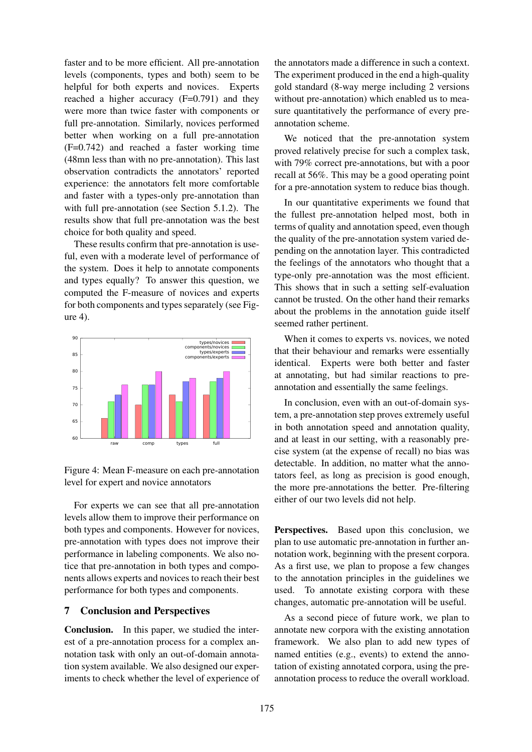faster and to be more efficient. All pre-annotation levels (components, types and both) seem to be helpful for both experts and novices. Experts reached a higher accuracy (F=0.791) and they were more than twice faster with components or full pre-annotation. Similarly, novices performed better when working on a full pre-annotation (F=0.742) and reached a faster working time (48mn less than with no pre-annotation). This last observation contradicts the annotators' reported experience: the annotators felt more comfortable and faster with a types-only pre-annotation than with full pre-annotation (see Section 5.1.2). The results show that full pre-annotation was the best choice for both quality and speed.

These results confirm that pre-annotation is useful, even with a moderate level of performance of the system. Does it help to annotate components and types equally? To answer this question, we computed the F-measure of novices and experts for both components and types separately (see Figure 4).

Figure 4: Mean F-measure on each pre-annotation level for expert and novice annotators

For experts we can see that all pre-annotation levels allow them to improve their performance on both types and components. However for novices, pre-annotation with types does not improve their performance in labeling components. We also notice that pre-annotation in both types and components allows experts and novices to reach their best performance for both types and components.

## 7 Conclusion and Perspectives

**Conclusion.** In this paper, we studied the interest of a pre-annotation process for a complex annotation task with only an out-of-domain annotation system available. We also designed our experiments to check whether the level of experience of the annotators made a difference in such a context. The experiment produced in the end a high-quality gold standard (8-way merge including 2 versions without pre-annotation) which enabled us to measure quantitatively the performance of every pre-annotation scheme.

We noticed that the pre-annotation system proved relatively precise for such a complex task, with 79% correct pre-annotations, but with a poor recall at 56%. This may be a good operating point for a pre-annotation system to reduce bias though.

In our quantitative experiments we found that the fullest pre-annotation helped most, both in terms of quality and annotation speed, even though the quality of the pre-annotation system varied depending on the annotation layer. This contradicted the feelings of the annotators who thought that a type-only pre-annotation was the most efficient. This shows that in such a setting self-evaluation cannot be trusted. On the other hand their remarks about the problems in the annotation guide itself seemed rather pertinent.

When it comes to experts vs. novices, we noted that their behaviour and remarks were essentially identical. Experts were both better and faster at annotating, but had similar reactions to pre-annotation and essentially the same feelings.

In conclusion, even with an out-of-domain system, a pre-annotation step proves extremely useful in both annotation speed and annotation quality, and at least in our setting, with a reasonably precise system (at the expense of recall) no bias was detectable. In addition, no matter what the annotators feel, as long as precision is good enough, the more pre-annotations the better. Pre-filtering either of our two levels did not help.

**Perspectives.** Based upon this conclusion, we plan to use automatic pre-annotation in further annotation work, beginning with the present corpora. As a first use, we plan to propose a few changes to the annotation principles in the guidelines we used. To annotate existing corpora with these changes, automatic pre-annotation will be useful.

As a second piece of future work, we plan to annotate new corpora with the existing annotation framework. We also plan to add new types of named entities (e.g., events) to extend the annotation of existing annotated corpora, using the pre-annotation process to reduce the overall workload.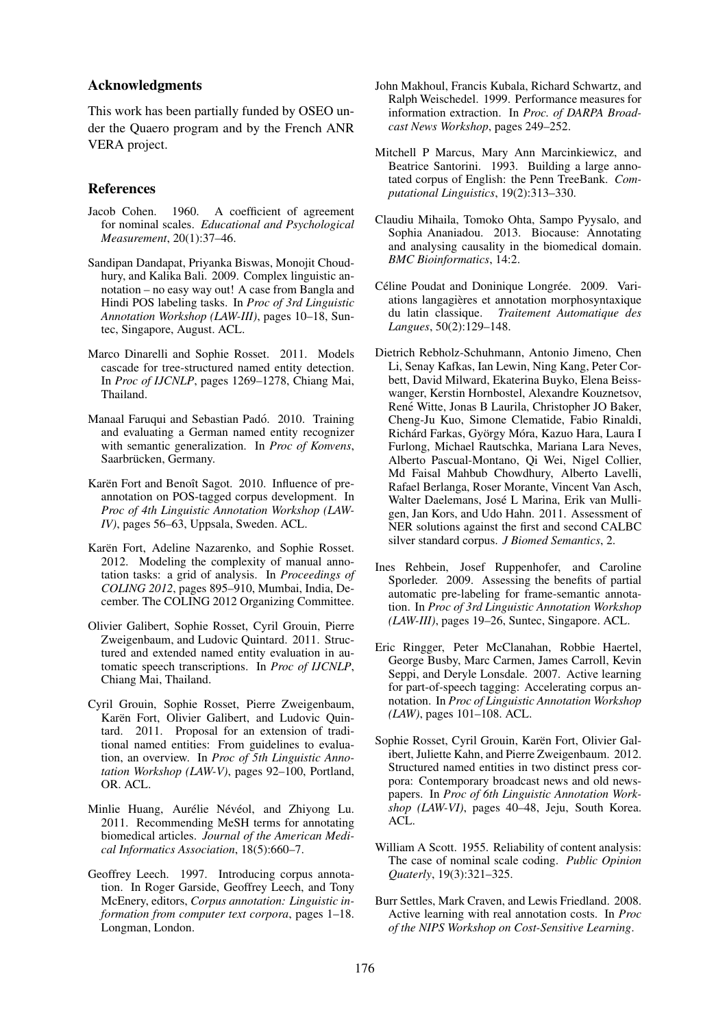## Acknowledgments

This work has been partially funded by OSEO under the Quaero program and by the French ANR VERA project.

## References

Jacob Cohen. 1960. A coefficient of agreement for nominal scales. *Educational and Psychological Measurement*, 20(1):37–46.

Sandipan Dandapat, Priyanka Biswas, Monojit Choudhury, and Kalika Bali. 2009. Complex linguistic annotation – no easy way out! A case from Bangla and Hindi POS labeling tasks. In *Proc of 3rd Linguistic Annotation Workshop (LAW-III)*, pages 10–18, Suntec, Singapore, August. ACL.

Marco Dinarelli and Sophie Rosset. 2011. Models cascade for tree-structured named entity detection. In *Proc of IJCNLP*, pages 1269–1278, Chiang Mai, Thailand.

Manaal Faruqui and Sebastian Padó. 2010. Training and evaluating a German named entity recognizer with semantic generalization. In *Proc of Konvens*, Saarbrücken, Germany.

Karën Fort and Benoît Sagot. 2010. Influence of pre-annotation on POS-tagged corpus development. In *Proc of 4th Linguistic Annotation Workshop (LAW-IV)*, pages 56–63, Uppsala, Sweden. ACL.

Karën Fort, Adeline Nazarenko, and Sophie Rosset. 2012. Modeling the complexity of manual annotation tasks: a grid of analysis. In *Proceedings of COLING 2012*, pages 895–910, Mumbai, India, December. The COLING 2012 Organizing Committee.

Olivier Galibert, Sophie Rosset, Cyril Grouin, Pierre Zweigenbaum, and Ludovic Quintard. 2011. Structured and extended named entity evaluation in automatic speech transcriptions. In *Proc of IJCNLP*, Chiang Mai, Thailand.

Cyril Grouin, Sophie Rosset, Pierre Zweigenbaum, Karën Fort, Olivier Galibert, and Ludovic Quintard. 2011. Proposal for an extension of traditional named entities: From guidelines to evaluation, an overview. In *Proc of 5th Linguistic Annotation Workshop (LAW-V)*, pages 92–100, Portland, OR. ACL.

Minlie Huang, Aurélie Névéol, and Zhiyong Lu. 2011. Recommending MeSH terms for annotating biomedical articles. *Journal of the American Medical Informatics Association*, 18(5):660–7.

Geoffrey Leech. 1997. Introducing corpus annotation. In Roger Garside, Geoffrey Leech, and Tony McEnery, editors, *Corpus annotation: Linguistic information from computer text corpora*, pages 1–18. Longman, London.

John Makhoul, Francis Kubala, Richard Schwartz, and Ralph Weischedel. 1999. Performance measures for information extraction. In *Proc. of DARPA Broadcast News Workshop*, pages 249–252.

Mitchell P Marcus, Mary Ann Marcinkiewicz, and Beatrice Santorini. 1993. Building a large annotated corpus of English: the Penn TreeBank. *Computational Linguistics*, 19(2):313–330.

Claudiu Mihaila, Tomoko Ohta, Sampo Pyysalo, and Sophia Ananiadou. 2013. Biocause: Annotating and analysing causality in the biomedical domain. *BMC Bioinformatics*, 14:2.

Céline Poudat and Doninique Longrée. 2009. Variations langagières et annotation morphosyntaxique du latin classique. *Traitement Automatique des Langues*, 50(2):129–148.

Dietrich Rebholz-Schuhmann, Antonio Jimeno, Chen Li, Senay Kafkas, Ian Lewin, Ning Kang, Peter Corbett, David Milward, Ekaterina Buyko, Elena Beisswanger, Kerstin Hornbostel, Alexandre Kouznetsov, René Witte, Jonas B Laurila, Christopher JO Baker, Cheng-Ju Kuo, Simone Clematide, Fabio Rinaldi, Richárd Farkas, György Móra, Kazuo Hara, Laura I Furlong, Michael Rautschka, Mariana Lara Neves, Alberto Pascual-Montano, Qi Wei, Nigel Collier, Md Faisal Mahbub Chowdhury, Alberto Lavelli, Rafael Berlanga, Roser Morante, Vincent Van Asch, Walter Daelemans, José L Marina, Erik van Mulligen, Jan Kors, and Udo Hahn. 2011. Assessment of NER solutions against the first and second CALBC silver standard corpus. *J Biomed Semantics*, 2.

Ines Rehbein, Josef Ruppenhofer, and Caroline Sporleder. 2009. Assessing the benefits of partial automatic pre-labeling for frame-semantic annotation. In *Proc of 3rd Linguistic Annotation Workshop (LAW-III)*, pages 19–26, Suntec, Singapore. ACL.

Eric Ringger, Peter McClanahan, Robbie Haertel, George Busby, Marc Carmen, James Carroll, Kevin Seppi, and Deryle Lonsdale. 2007. Active learning for part-of-speech tagging: Accelerating corpus annotation. In *Proc of Linguistic Annotation Workshop (LAW)*, pages 101–108. ACL.

Sophie Rosset, Cyril Grouin, Karën Fort, Olivier Galibert, Juliette Kahn, and Pierre Zweigenbaum. 2012. Structured named entities in two distinct press corpora: Contemporary broadcast news and old newspapers. In *Proc of 6th Linguistic Annotation Workshop (LAW-VI)*, pages 40–48, Jeju, South Korea. ACL.

William A Scott. 1955. Reliability of content analysis: The case of nominal scale coding. *Public Opinion Quaterly*, 19(3):321–325.

Burr Settles, Mark Craven, and Lewis Friedland. 2008. Active learning with real annotation costs. In *Proc of the NIPS Workshop on Cost-Sensitive Learning*.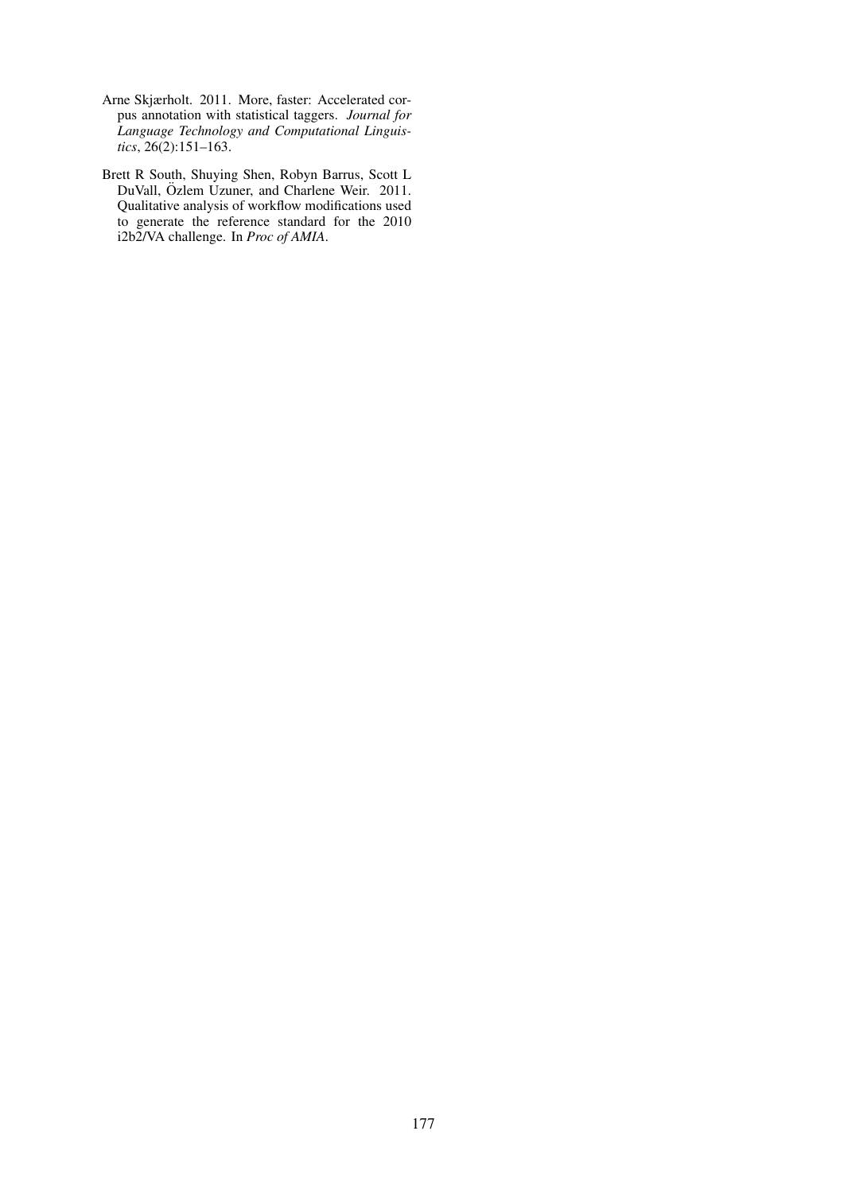Arne Skjærholt. 2011. More, faster: Accelerated corpus annotation with statistical taggers. *Journal for Language Technology and Computational Linguistics*, 26(2):151–163.

Brett R South, Shuying Shen, Robyn Barrus, Scott L DuVall, Özlem Uzuner, and Charlene Weir. 2011. Qualitative analysis of workflow modifications used to generate the reference standard for the 2010 i2b2/VA challenge. In *Proc of AMIA*.